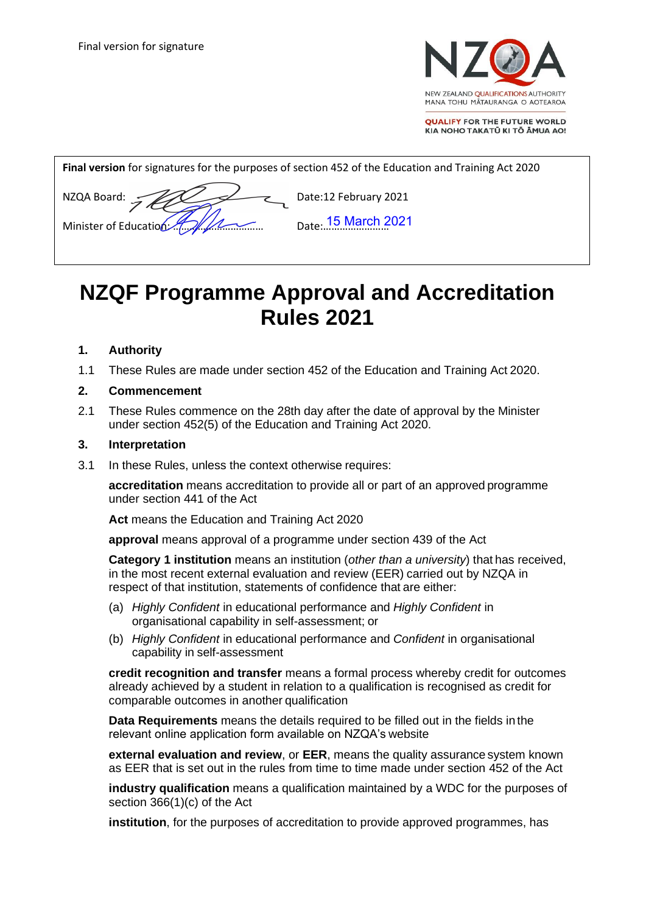Final version for signature

NEW ZEALAND QUALIFICATIONS AUTHORITY
MANA TOHU MĀTAURANGA O AOTEAROA

QUALIFY FOR THE FUTURE WORLD
KIA NOHO TAKATŪ KI TŌ ĀMUA AO!

**Final version** for signatures for the purposes of section 452 of the Education and Training Act 2020

NZQA Board: Date:12 February 2021

Minister of Education:……………………… Date:15 March 2021

# NZQF Programme Approval and Accreditation Rules 2021

## 1. Authority

1.1 These Rules are made under section 452 of the Education and Training Act 2020.

## 2. Commencement

2.1 These Rules commence on the 28th day after the date of approval by the Minister under section 452(5) of the Education and Training Act 2020.

## 3. Interpretation

3.1 In these Rules, unless the context otherwise requires:

**accreditation** means accreditation to provide all or part of an approved programme under section 441 of the Act

**Act** means the Education and Training Act 2020

**approval** means approval of a programme under section 439 of the Act

**Category 1 institution** means an institution (*other than a university*) that has received, in the most recent external evaluation and review (EER) carried out by NZQA in respect of that institution, statements of confidence that are either:

(a) *Highly Confident* in educational performance and *Highly Confident* in organisational capability in self-assessment; or

(b) *Highly Confident* in educational performance and *Confident* in organisational capability in self-assessment

**credit recognition and transfer** means a formal process whereby credit for outcomes already achieved by a student in relation to a qualification is recognised as credit for comparable outcomes in another qualification

**Data Requirements** means the details required to be filled out in the fields in the relevant online application form available on NZQA's website

**external evaluation and review**, or **EER**, means the quality assurance system known as EER that is set out in the rules from time to time made under section 452 of the Act

**industry qualification** means a qualification maintained by a WDC for the purposes of section 366(1)(c) of the Act

**institution**, for the purposes of accreditation to provide approved programmes, has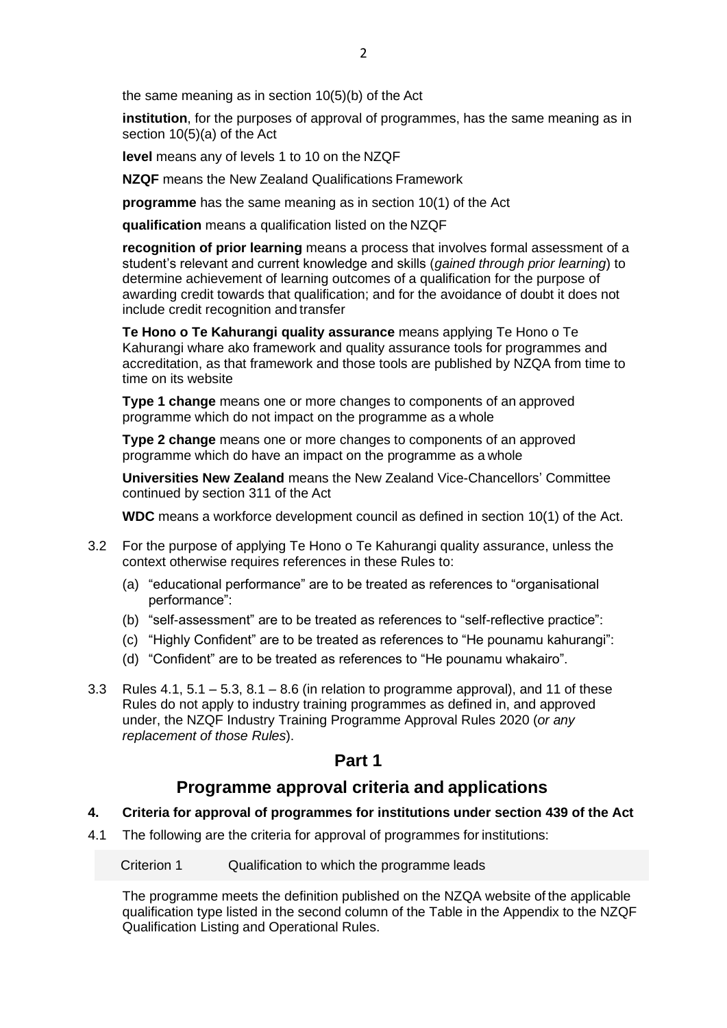the same meaning as in section 10(5)(b) of the Act

**institution**, for the purposes of approval of programmes, has the same meaning as in section 10(5)(a) of the Act

**level** means any of levels 1 to 10 on the NZQF

**NZQF** means the New Zealand Qualifications Framework

**programme** has the same meaning as in section 10(1) of the Act

**qualification** means a qualification listed on the NZQF

**recognition of prior learning** means a process that involves formal assessment of a student's relevant and current knowledge and skills (*gained through prior learning*) to determine achievement of learning outcomes of a qualification for the purpose of awarding credit towards that qualification; and for the avoidance of doubt it does not include credit recognition and transfer

**Te Hono o Te Kahurangi quality assurance** means applying Te Hono o Te Kahurangi whare ako framework and quality assurance tools for programmes and accreditation, as that framework and those tools are published by NZQA from time to time on its website

**Type 1 change** means one or more changes to components of an approved programme which do not impact on the programme as a whole

**Type 2 change** means one or more changes to components of an approved programme which do have an impact on the programme as a whole

**Universities New Zealand** means the New Zealand Vice-Chancellors' Committee continued by section 311 of the Act

**WDC** means a workforce development council as defined in section 10(1) of the Act.

3.2 For the purpose of applying Te Hono o Te Kahurangi quality assurance, unless the context otherwise requires references in these Rules to:

(a) "educational performance" are to be treated as references to "organisational performance":

(b) "self-assessment" are to be treated as references to "self-reflective practice":

(c) "Highly Confident" are to be treated as references to "He pounamu kahurangi":

(d) "Confident" are to be treated as references to "He pounamu whakairo".

3.3 Rules 4.1, 5.1 – 5.3, 8.1 – 8.6 (in relation to programme approval), and 11 of these Rules do not apply to industry training programmes as defined in, and approved under, the NZQF Industry Training Programme Approval Rules 2020 (*or any replacement of those Rules*).

# Part 1

# Programme approval criteria and applications

### 4. Criteria for approval of programmes for institutions under section 439 of the Act

4.1 The following are the criteria for approval of programmes for institutions:

| Criterion 1 | Qualification to which the programme leads |
|---|---|

The programme meets the definition published on the NZQA website of the applicable qualification type listed in the second column of the Table in the Appendix to the NZQF Qualification Listing and Operational Rules.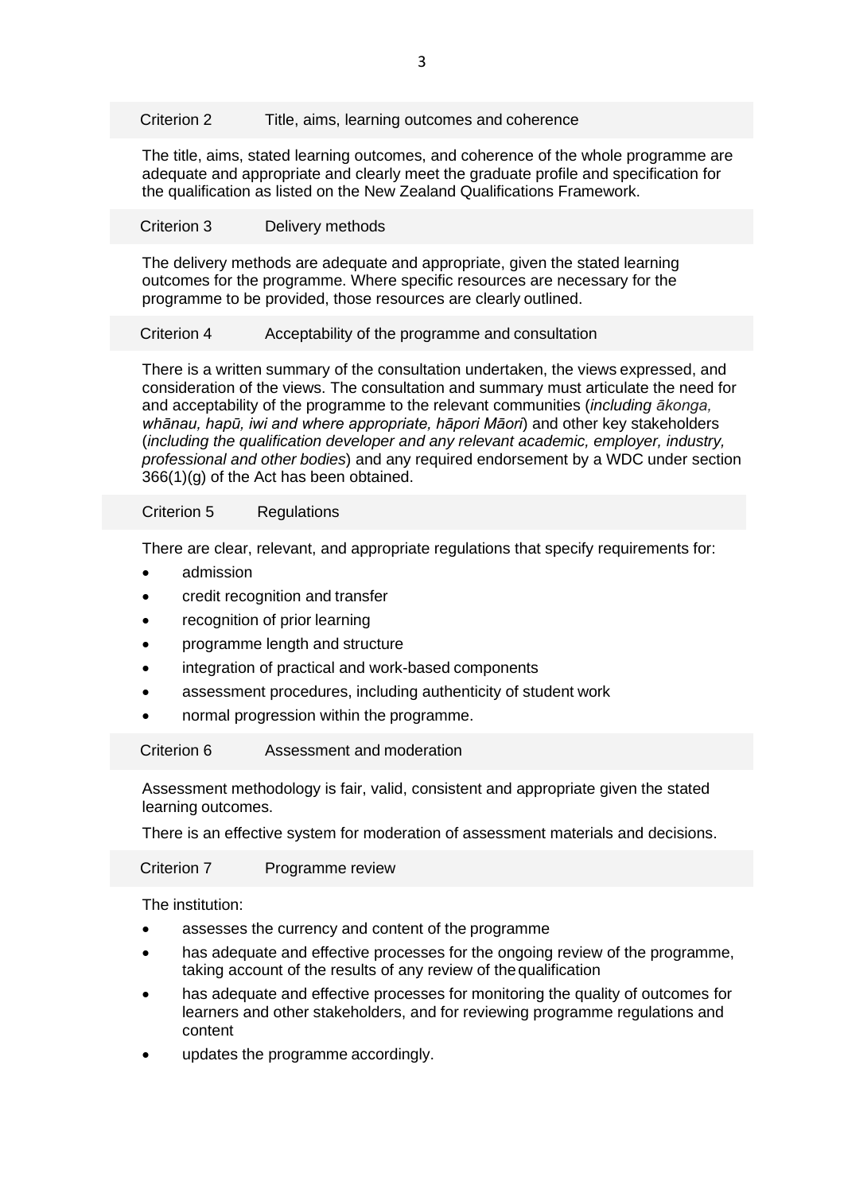### Criterion 2 Title, aims, learning outcomes and coherence

The title, aims, stated learning outcomes, and coherence of the whole programme are adequate and appropriate and clearly meet the graduate profile and specification for the qualification as listed on the New Zealand Qualifications Framework.

### Criterion 3 Delivery methods

The delivery methods are adequate and appropriate, given the stated learning outcomes for the programme. Where specific resources are necessary for the programme to be provided, those resources are clearly outlined.

### Criterion 4 Acceptability of the programme and consultation

There is a written summary of the consultation undertaken, the views expressed, and consideration of the views. The consultation and summary must articulate the need for and acceptability of the programme to the relevant communities (*including ākonga, whānau, hapū, iwi and where appropriate, hāpori Māori*) and other key stakeholders (*including the qualification developer and any relevant academic, employer, industry, professional and other bodies*) and any required endorsement by a WDC under section 366(1)(g) of the Act has been obtained.

### Criterion 5 Regulations

There are clear, relevant, and appropriate regulations that specify requirements for:

- admission
- credit recognition and transfer
- recognition of prior learning
- programme length and structure
- integration of practical and work-based components
- assessment procedures, including authenticity of student work
- normal progression within the programme.

### Criterion 6 Assessment and moderation

Assessment methodology is fair, valid, consistent and appropriate given the stated learning outcomes.

There is an effective system for moderation of assessment materials and decisions.

### Criterion 7 Programme review

The institution:

- assesses the currency and content of the programme
- has adequate and effective processes for the ongoing review of the programme, taking account of the results of any review of the qualification
- has adequate and effective processes for monitoring the quality of outcomes for learners and other stakeholders, and for reviewing programme regulations and content
- updates the programme accordingly.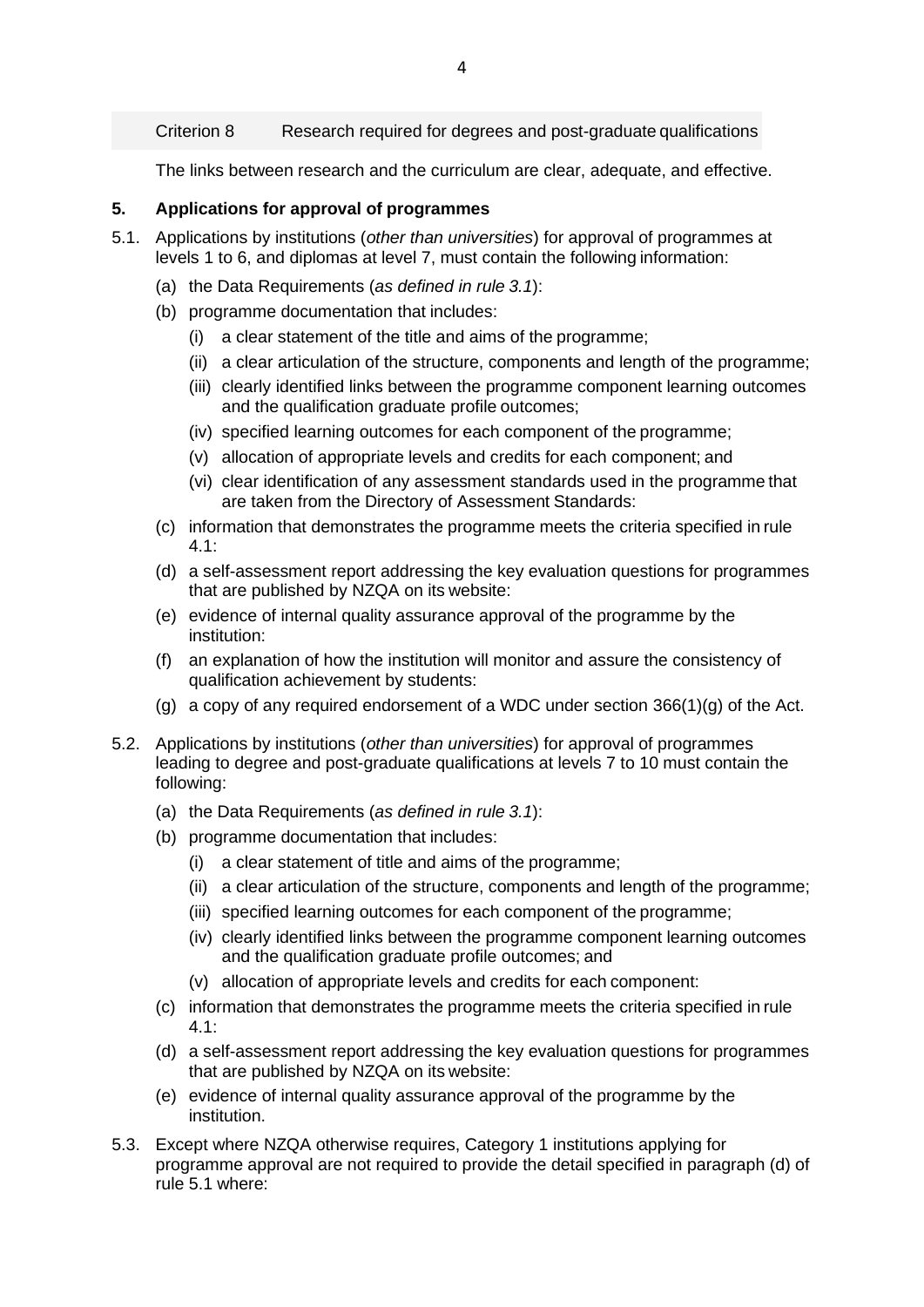Criterion 8 Research required for degrees and post-graduate qualifications

The links between research and the curriculum are clear, adequate, and effective.

## 5. Applications for approval of programmes

5.1. Applications by institutions (*other than universities*) for approval of programmes at levels 1 to 6, and diplomas at level 7, must contain the following information:

- (a) the Data Requirements (*as defined in rule 3.1*):
- (b) programme documentation that includes:
  - (i) a clear statement of the title and aims of the programme;
  - (ii) a clear articulation of the structure, components and length of the programme;
  - (iii) clearly identified links between the programme component learning outcomes and the qualification graduate profile outcomes;
  - (iv) specified learning outcomes for each component of the programme;
  - (v) allocation of appropriate levels and credits for each component; and
  - (vi) clear identification of any assessment standards used in the programme that are taken from the Directory of Assessment Standards:
- (c) information that demonstrates the programme meets the criteria specified in rule 4.1:
- (d) a self-assessment report addressing the key evaluation questions for programmes that are published by NZQA on its website:
- (e) evidence of internal quality assurance approval of the programme by the institution:
- (f) an explanation of how the institution will monitor and assure the consistency of qualification achievement by students:
- (g) a copy of any required endorsement of a WDC under section 366(1)(g) of the Act.

5.2. Applications by institutions (*other than universities*) for approval of programmes leading to degree and post-graduate qualifications at levels 7 to 10 must contain the following:

- (a) the Data Requirements (*as defined in rule 3.1*):
- (b) programme documentation that includes:
  - (i) a clear statement of title and aims of the programme;
  - (ii) a clear articulation of the structure, components and length of the programme;
  - (iii) specified learning outcomes for each component of the programme;
  - (iv) clearly identified links between the programme component learning outcomes and the qualification graduate profile outcomes; and
  - (v) allocation of appropriate levels and credits for each component:
- (c) information that demonstrates the programme meets the criteria specified in rule 4.1:
- (d) a self-assessment report addressing the key evaluation questions for programmes that are published by NZQA on its website:
- (e) evidence of internal quality assurance approval of the programme by the institution.

5.3. Except where NZQA otherwise requires, Category 1 institutions applying for programme approval are not required to provide the detail specified in paragraph (d) of rule 5.1 where: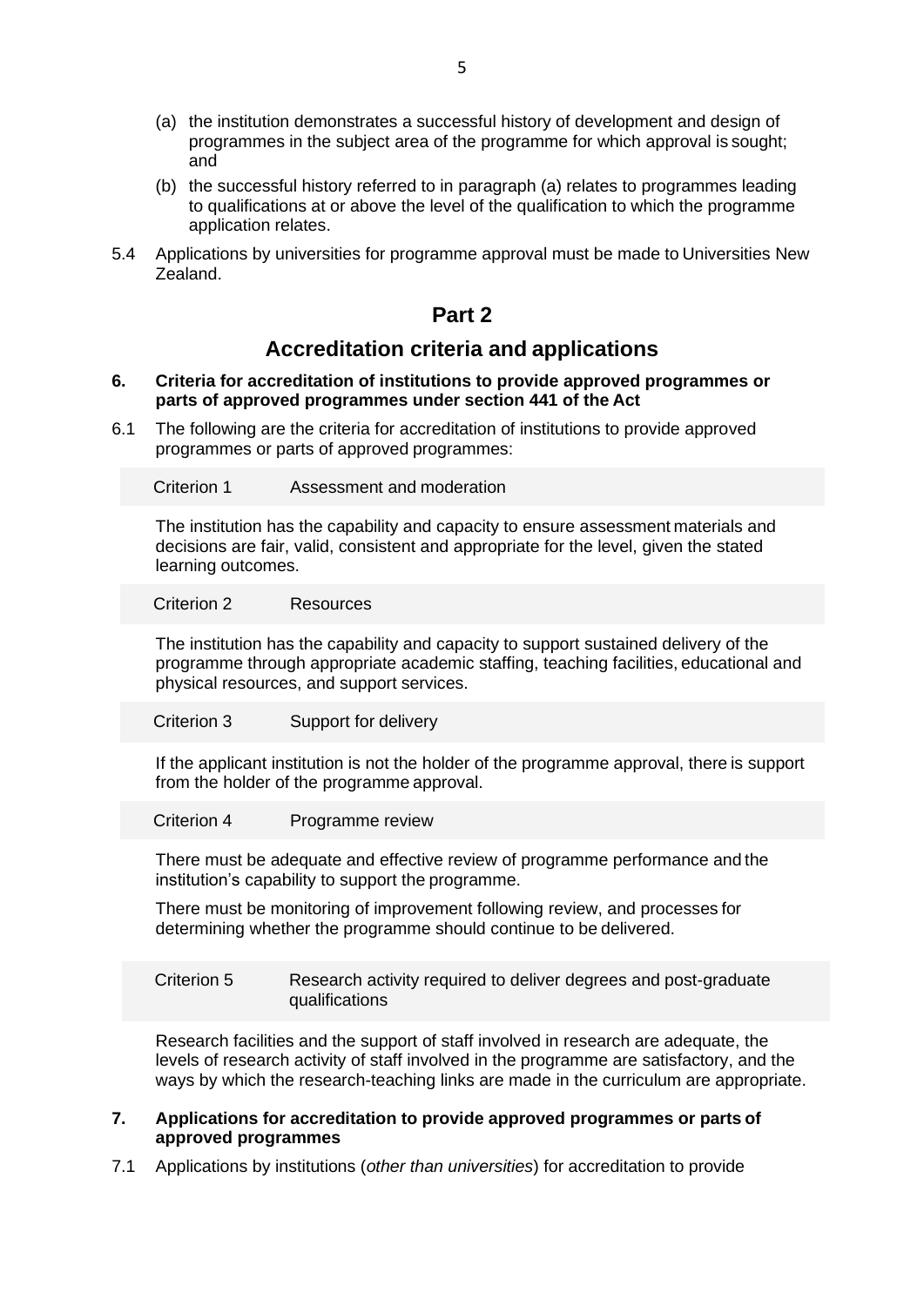(a) the institution demonstrates a successful history of development and design of programmes in the subject area of the programme for which approval is sought; and

(b) the successful history referred to in paragraph (a) relates to programmes leading to qualifications at or above the level of the qualification to which the programme application relates.

5.4 Applications by universities for programme approval must be made to Universities New Zealand.

# Part 2

## Accreditation criteria and applications

**6. Criteria for accreditation of institutions to provide approved programmes or parts of approved programmes under section 441 of the Act**

6.1 The following are the criteria for accreditation of institutions to provide approved programmes or parts of approved programmes:

| Criterion 1 | Assessment and moderation |
|---|---|

The institution has the capability and capacity to ensure assessment materials and decisions are fair, valid, consistent and appropriate for the level, given the stated learning outcomes.

| Criterion 2 | Resources |
|---|---|

The institution has the capability and capacity to support sustained delivery of the programme through appropriate academic staffing, teaching facilities, educational and physical resources, and support services.

| Criterion 3 | Support for delivery |
|---|---|

If the applicant institution is not the holder of the programme approval, there is support from the holder of the programme approval.

| Criterion 4 | Programme review |
|---|---|

There must be adequate and effective review of programme performance and the institution's capability to support the programme.

There must be monitoring of improvement following review, and processes for determining whether the programme should continue to be delivered.

| Criterion 5 | Research activity required to deliver degrees and post-graduate qualifications |
|---|---|

Research facilities and the support of staff involved in research are adequate, the levels of research activity of staff involved in the programme are satisfactory, and the ways by which the research-teaching links are made in the curriculum are appropriate.

**7. Applications for accreditation to provide approved programmes or parts of approved programmes**

7.1 Applications by institutions (*other than universities*) for accreditation to provide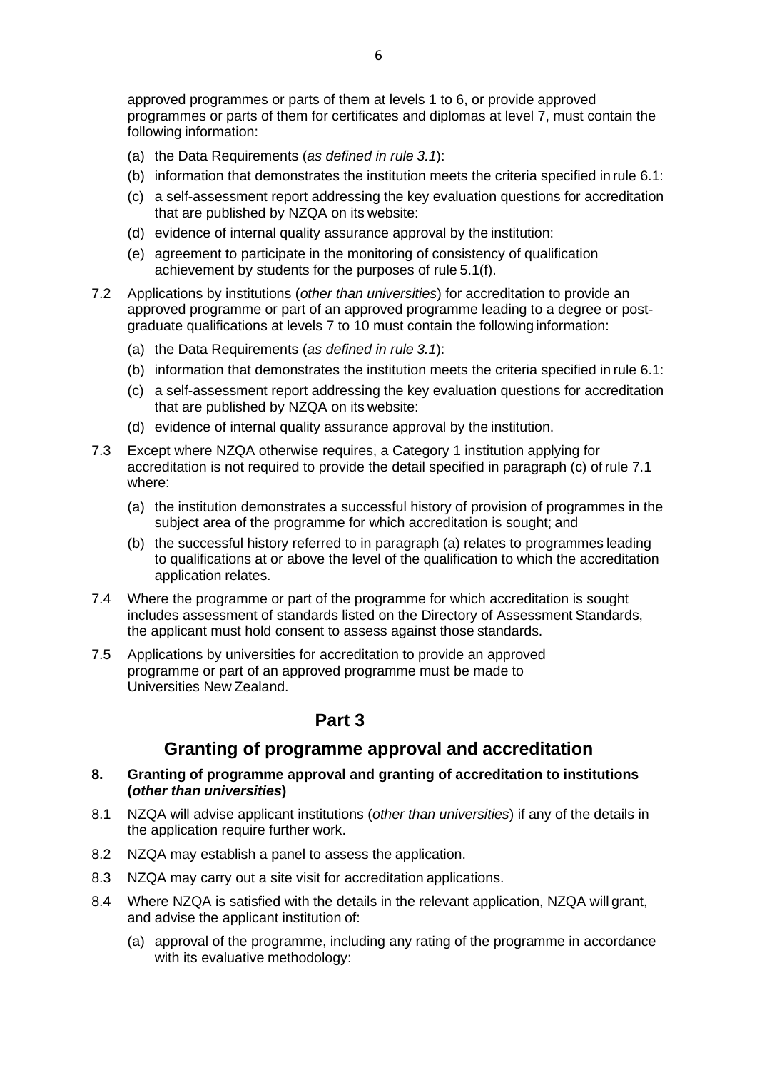approved programmes or parts of them at levels 1 to 6, or provide approved programmes or parts of them for certificates and diplomas at level 7, must contain the following information:

(a) the Data Requirements (*as defined in rule 3.1*):

(b) information that demonstrates the institution meets the criteria specified in rule 6.1:

(c) a self-assessment report addressing the key evaluation questions for accreditation that are published by NZQA on its website:

(d) evidence of internal quality assurance approval by the institution:

(e) agreement to participate in the monitoring of consistency of qualification achievement by students for the purposes of rule 5.1(f).

7.2 Applications by institutions (*other than universities*) for accreditation to provide an approved programme or part of an approved programme leading to a degree or post-graduate qualifications at levels 7 to 10 must contain the following information:

(a) the Data Requirements (*as defined in rule 3.1*):

(b) information that demonstrates the institution meets the criteria specified in rule 6.1:

(c) a self-assessment report addressing the key evaluation questions for accreditation that are published by NZQA on its website:

(d) evidence of internal quality assurance approval by the institution.

7.3 Except where NZQA otherwise requires, a Category 1 institution applying for accreditation is not required to provide the detail specified in paragraph (c) of rule 7.1 where:

(a) the institution demonstrates a successful history of provision of programmes in the subject area of the programme for which accreditation is sought; and

(b) the successful history referred to in paragraph (a) relates to programmes leading to qualifications at or above the level of the qualification to which the accreditation application relates.

7.4 Where the programme or part of the programme for which accreditation is sought includes assessment of standards listed on the Directory of Assessment Standards, the applicant must hold consent to assess against those standards.

7.5 Applications by universities for accreditation to provide an approved programme or part of an approved programme must be made to Universities New Zealand.

## Part 3

## Granting of programme approval and accreditation

### 8. Granting of programme approval and granting of accreditation to institutions (*other than universities*)

8.1 NZQA will advise applicant institutions (*other than universities*) if any of the details in the application require further work.

8.2 NZQA may establish a panel to assess the application.

8.3 NZQA may carry out a site visit for accreditation applications.

8.4 Where NZQA is satisfied with the details in the relevant application, NZQA will grant, and advise the applicant institution of:

(a) approval of the programme, including any rating of the programme in accordance with its evaluative methodology: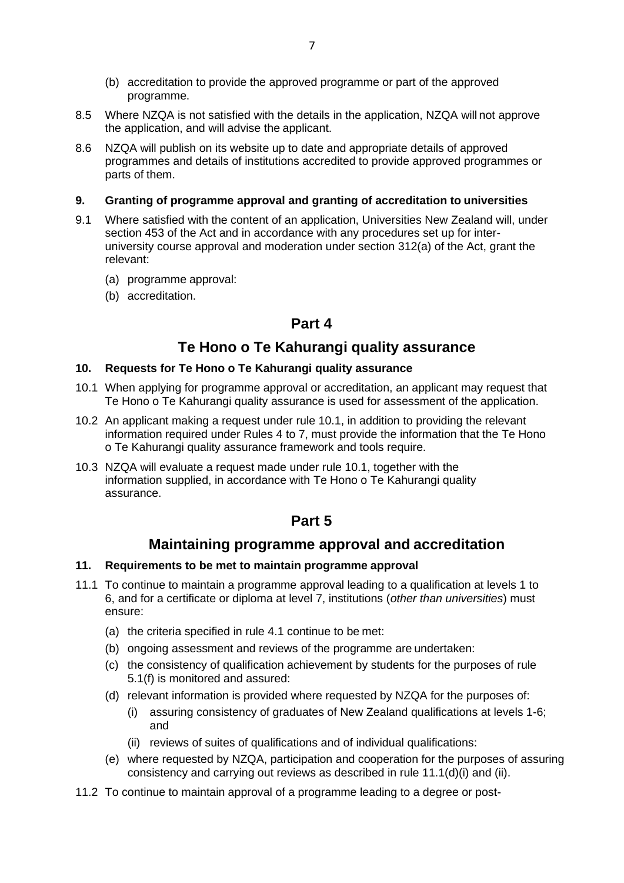(b) accreditation to provide the approved programme or part of the approved programme.

8.5 Where NZQA is not satisfied with the details in the application, NZQA will not approve the application, and will advise the applicant.

8.6 NZQA will publish on its website up to date and appropriate details of approved programmes and details of institutions accredited to provide approved programmes or parts of them.

### 9. Granting of programme approval and granting of accreditation to universities

9.1 Where satisfied with the content of an application, Universities New Zealand will, under section 453 of the Act and in accordance with any procedures set up for inter-university course approval and moderation under section 312(a) of the Act, grant the relevant:

(a) programme approval:

(b) accreditation.

## Part 4

## Te Hono o Te Kahurangi quality assurance

### 10. Requests for Te Hono o Te Kahurangi quality assurance

10.1 When applying for programme approval or accreditation, an applicant may request that Te Hono o Te Kahurangi quality assurance is used for assessment of the application.

10.2 An applicant making a request under rule 10.1, in addition to providing the relevant information required under Rules 4 to 7, must provide the information that the Te Hono o Te Kahurangi quality assurance framework and tools require.

10.3 NZQA will evaluate a request made under rule 10.1, together with the information supplied, in accordance with Te Hono o Te Kahurangi quality assurance.

## Part 5

## Maintaining programme approval and accreditation

### 11. Requirements to be met to maintain programme approval

11.1 To continue to maintain a programme approval leading to a qualification at levels 1 to 6, and for a certificate or diploma at level 7, institutions (*other than universities*) must ensure:

(a) the criteria specified in rule 4.1 continue to be met:

(b) ongoing assessment and reviews of the programme are undertaken:

(c) the consistency of qualification achievement by students for the purposes of rule 5.1(f) is monitored and assured:

(d) relevant information is provided where requested by NZQA for the purposes of:

(i) assuring consistency of graduates of New Zealand qualifications at levels 1-6; and

(ii) reviews of suites of qualifications and of individual qualifications:

(e) where requested by NZQA, participation and cooperation for the purposes of assuring consistency and carrying out reviews as described in rule 11.1(d)(i) and (ii).

11.2 To continue to maintain approval of a programme leading to a degree or post-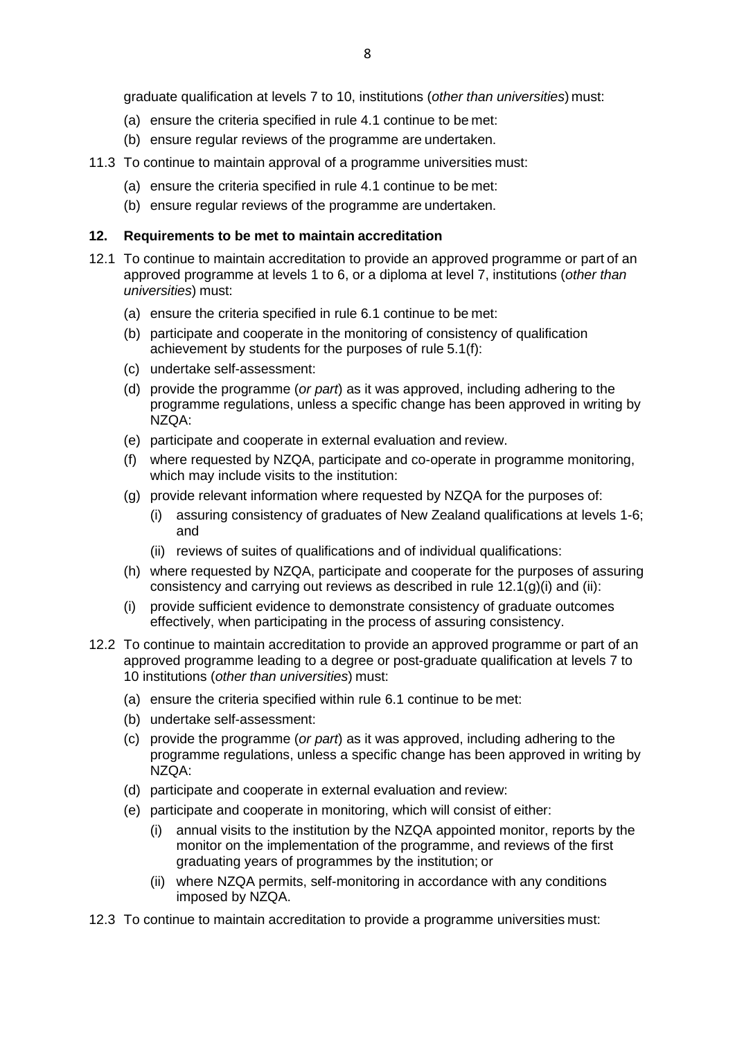graduate qualification at levels 7 to 10, institutions (*other than universities*) must:

(a) ensure the criteria specified in rule 4.1 continue to be met:

(b) ensure regular reviews of the programme are undertaken.

11.3 To continue to maintain approval of a programme universities must:

(a) ensure the criteria specified in rule 4.1 continue to be met:

(b) ensure regular reviews of the programme are undertaken.

**12. Requirements to be met to maintain accreditation**

12.1 To continue to maintain accreditation to provide an approved programme or part of an approved programme at levels 1 to 6, or a diploma at level 7, institutions (*other than universities*) must:

(a) ensure the criteria specified in rule 6.1 continue to be met:

(b) participate and cooperate in the monitoring of consistency of qualification achievement by students for the purposes of rule 5.1(f):

(c) undertake self-assessment:

(d) provide the programme (*or part*) as it was approved, including adhering to the programme regulations, unless a specific change has been approved in writing by NZQA:

(e) participate and cooperate in external evaluation and review.

(f) where requested by NZQA, participate and co-operate in programme monitoring, which may include visits to the institution:

(g) provide relevant information where requested by NZQA for the purposes of:

(i) assuring consistency of graduates of New Zealand qualifications at levels 1-6; and

(ii) reviews of suites of qualifications and of individual qualifications:

(h) where requested by NZQA, participate and cooperate for the purposes of assuring consistency and carrying out reviews as described in rule 12.1(g)(i) and (ii):

(i) provide sufficient evidence to demonstrate consistency of graduate outcomes effectively, when participating in the process of assuring consistency.

12.2 To continue to maintain accreditation to provide an approved programme or part of an approved programme leading to a degree or post-graduate qualification at levels 7 to 10 institutions (*other than universities*) must:

(a) ensure the criteria specified within rule 6.1 continue to be met:

(b) undertake self-assessment:

(c) provide the programme (*or part*) as it was approved, including adhering to the programme regulations, unless a specific change has been approved in writing by NZQA:

(d) participate and cooperate in external evaluation and review:

(e) participate and cooperate in monitoring, which will consist of either:

(i) annual visits to the institution by the NZQA appointed monitor, reports by the monitor on the implementation of the programme, and reviews of the first graduating years of programmes by the institution; or

(ii) where NZQA permits, self-monitoring in accordance with any conditions imposed by NZQA.

12.3 To continue to maintain accreditation to provide a programme universities must: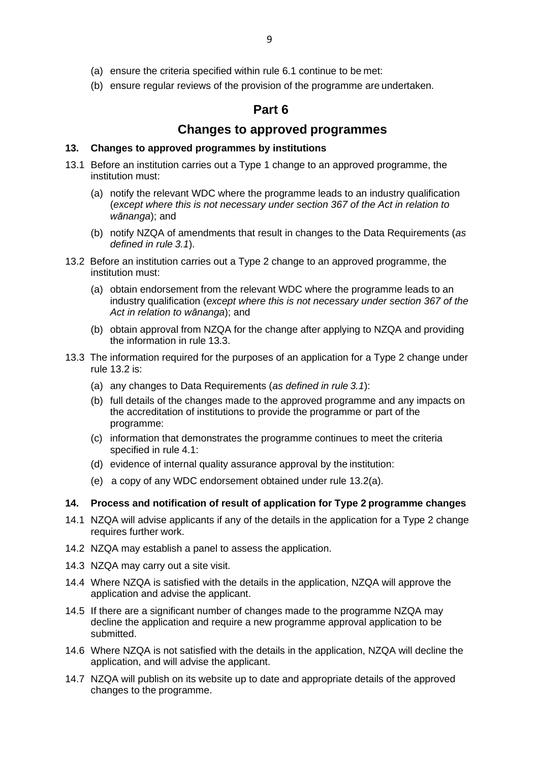(a) ensure the criteria specified within rule 6.1 continue to be met:

(b) ensure regular reviews of the provision of the programme are undertaken.

## Part 6

## Changes to approved programmes

### 13. Changes to approved programmes by institutions

13.1 Before an institution carries out a Type 1 change to an approved programme, the institution must:

(a) notify the relevant WDC where the programme leads to an industry qualification (*except where this is not necessary under section 367 of the Act in relation to wānanga*); and

(b) notify NZQA of amendments that result in changes to the Data Requirements (*as defined in rule 3.1*).

13.2 Before an institution carries out a Type 2 change to an approved programme, the institution must:

(a) obtain endorsement from the relevant WDC where the programme leads to an industry qualification (*except where this is not necessary under section 367 of the Act in relation to wānanga*); and

(b) obtain approval from NZQA for the change after applying to NZQA and providing the information in rule 13.3.

13.3 The information required for the purposes of an application for a Type 2 change under rule 13.2 is:

(a) any changes to Data Requirements (*as defined in rule 3.1*):

(b) full details of the changes made to the approved programme and any impacts on the accreditation of institutions to provide the programme or part of the programme:

(c) information that demonstrates the programme continues to meet the criteria specified in rule 4.1:

(d) evidence of internal quality assurance approval by the institution:

(e) a copy of any WDC endorsement obtained under rule 13.2(a).

### 14. Process and notification of result of application for Type 2 programme changes

14.1 NZQA will advise applicants if any of the details in the application for a Type 2 change requires further work.

14.2 NZQA may establish a panel to assess the application.

14.3 NZQA may carry out a site visit.

14.4 Where NZQA is satisfied with the details in the application, NZQA will approve the application and advise the applicant.

14.5 If there are a significant number of changes made to the programme NZQA may decline the application and require a new programme approval application to be submitted.

14.6 Where NZQA is not satisfied with the details in the application, NZQA will decline the application, and will advise the applicant.

14.7 NZQA will publish on its website up to date and appropriate details of the approved changes to the programme.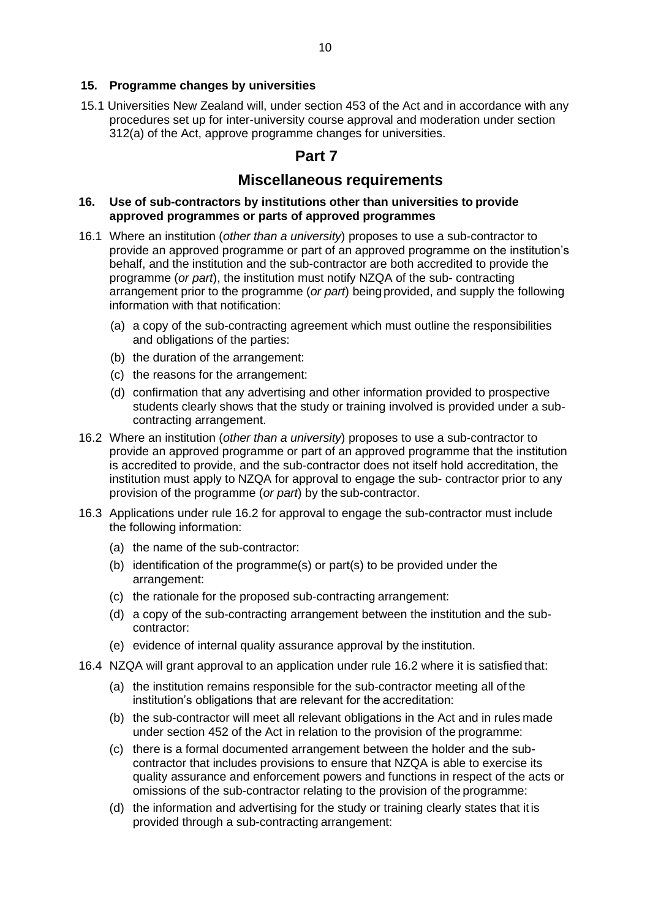**15. Programme changes by universities**

15.1 Universities New Zealand will, under section 453 of the Act and in accordance with any procedures set up for inter-university course approval and moderation under section 312(a) of the Act, approve programme changes for universities.

## Part 7

## Miscellaneous requirements

**16. Use of sub-contractors by institutions other than universities to provide approved programmes or parts of approved programmes**

16.1 Where an institution (*other than a university*) proposes to use a sub-contractor to provide an approved programme or part of an approved programme on the institution's behalf, and the institution and the sub-contractor are both accredited to provide the programme (*or part*), the institution must notify NZQA of the sub- contracting arrangement prior to the programme (*or part*) being provided, and supply the following information with that notification:

(a) a copy of the sub-contracting agreement which must outline the responsibilities and obligations of the parties:

(b) the duration of the arrangement:

(c) the reasons for the arrangement:

(d) confirmation that any advertising and other information provided to prospective students clearly shows that the study or training involved is provided under a sub-contracting arrangement.

16.2 Where an institution (*other than a university*) proposes to use a sub-contractor to provide an approved programme or part of an approved programme that the institution is accredited to provide, and the sub-contractor does not itself hold accreditation, the institution must apply to NZQA for approval to engage the sub- contractor prior to any provision of the programme (*or part*) by the sub-contractor.

16.3 Applications under rule 16.2 for approval to engage the sub-contractor must include the following information:

(a) the name of the sub-contractor:

(b) identification of the programme(s) or part(s) to be provided under the arrangement:

(c) the rationale for the proposed sub-contracting arrangement:

(d) a copy of the sub-contracting arrangement between the institution and the sub-contractor:

(e) evidence of internal quality assurance approval by the institution.

16.4 NZQA will grant approval to an application under rule 16.2 where it is satisfied that:

(a) the institution remains responsible for the sub-contractor meeting all of the institution's obligations that are relevant for the accreditation:

(b) the sub-contractor will meet all relevant obligations in the Act and in rules made under section 452 of the Act in relation to the provision of the programme:

(c) there is a formal documented arrangement between the holder and the sub-contractor that includes provisions to ensure that NZQA is able to exercise its quality assurance and enforcement powers and functions in respect of the acts or omissions of the sub-contractor relating to the provision of the programme:

(d) the information and advertising for the study or training clearly states that it is provided through a sub-contracting arrangement: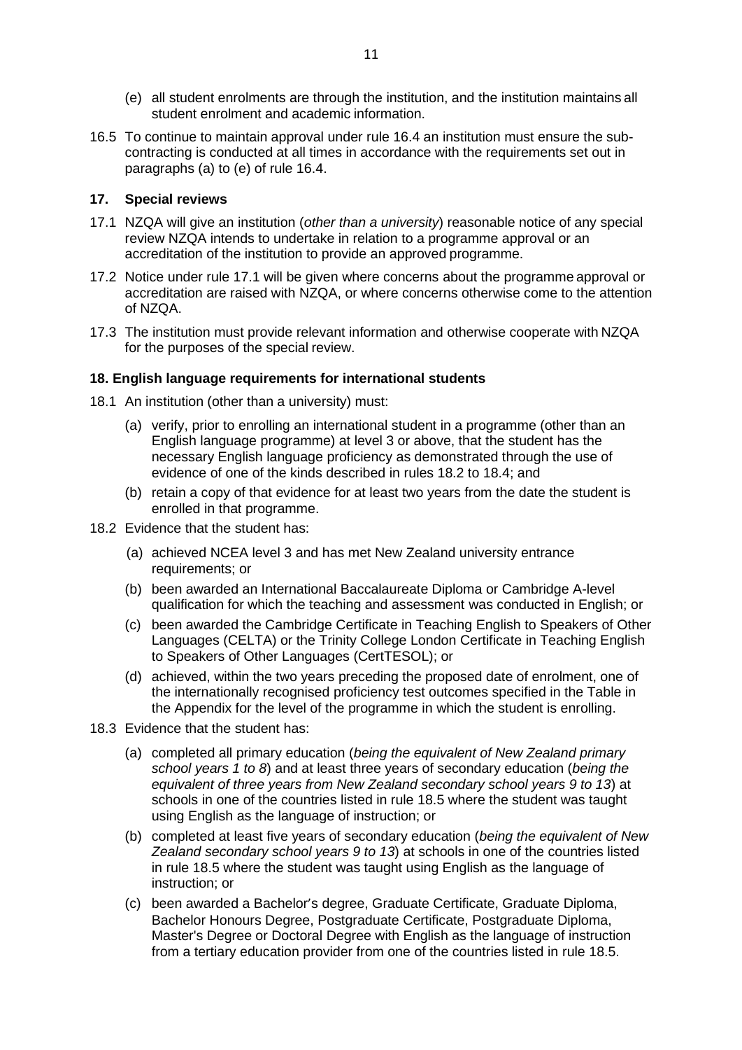(e) all student enrolments are through the institution, and the institution maintains all student enrolment and academic information.

16.5 To continue to maintain approval under rule 16.4 an institution must ensure the sub-contracting is conducted at all times in accordance with the requirements set out in paragraphs (a) to (e) of rule 16.4.

### 17. Special reviews

17.1 NZQA will give an institution (*other than a university*) reasonable notice of any special review NZQA intends to undertake in relation to a programme approval or an accreditation of the institution to provide an approved programme.

17.2 Notice under rule 17.1 will be given where concerns about the programme approval or accreditation are raised with NZQA, or where concerns otherwise come to the attention of NZQA.

17.3 The institution must provide relevant information and otherwise cooperate with NZQA for the purposes of the special review.

### 18. English language requirements for international students

18.1 An institution (other than a university) must:

- (a) verify, prior to enrolling an international student in a programme (other than an English language programme) at level 3 or above, that the student has the necessary English language proficiency as demonstrated through the use of evidence of one of the kinds described in rules 18.2 to 18.4; and
- (b) retain a copy of that evidence for at least two years from the date the student is enrolled in that programme.

18.2 Evidence that the student has:

- (a) achieved NCEA level 3 and has met New Zealand university entrance requirements; or
- (b) been awarded an International Baccalaureate Diploma or Cambridge A-level qualification for which the teaching and assessment was conducted in English; or
- (c) been awarded the Cambridge Certificate in Teaching English to Speakers of Other Languages (CELTA) or the Trinity College London Certificate in Teaching English to Speakers of Other Languages (CertTESOL); or
- (d) achieved, within the two years preceding the proposed date of enrolment, one of the internationally recognised proficiency test outcomes specified in the Table in the Appendix for the level of the programme in which the student is enrolling.

18.3 Evidence that the student has:

- (a) completed all primary education (*being the equivalent of New Zealand primary school years 1 to 8*) and at least three years of secondary education (*being the equivalent of three years from New Zealand secondary school years 9 to 13*) at schools in one of the countries listed in rule 18.5 where the student was taught using English as the language of instruction; or
- (b) completed at least five years of secondary education (*being the equivalent of New Zealand secondary school years 9 to 13*) at schools in one of the countries listed in rule 18.5 where the student was taught using English as the language of instruction; or
- (c) been awarded a Bachelor's degree, Graduate Certificate, Graduate Diploma, Bachelor Honours Degree, Postgraduate Certificate, Postgraduate Diploma, Master's Degree or Doctoral Degree with English as the language of instruction from a tertiary education provider from one of the countries listed in rule 18.5.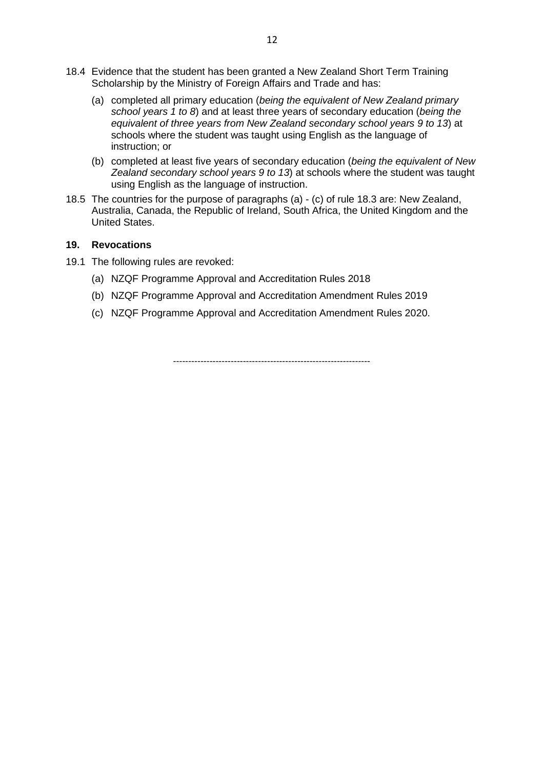18.4 Evidence that the student has been granted a New Zealand Short Term Training Scholarship by the Ministry of Foreign Affairs and Trade and has:

(a) completed all primary education (*being the equivalent of New Zealand primary school years 1 to 8*) and at least three years of secondary education (*being the equivalent of three years from New Zealand secondary school years 9 to 13*) at schools where the student was taught using English as the language of instruction; or

(b) completed at least five years of secondary education (*being the equivalent of New Zealand secondary school years 9 to 13*) at schools where the student was taught using English as the language of instruction.

18.5 The countries for the purpose of paragraphs (a) - (c) of rule 18.3 are: New Zealand, Australia, Canada, the Republic of Ireland, South Africa, the United Kingdom and the United States.

### 19. Revocations

19.1 The following rules are revoked:

(a) NZQF Programme Approval and Accreditation Rules 2018

(b) NZQF Programme Approval and Accreditation Amendment Rules 2019

(c) NZQF Programme Approval and Accreditation Amendment Rules 2020.

---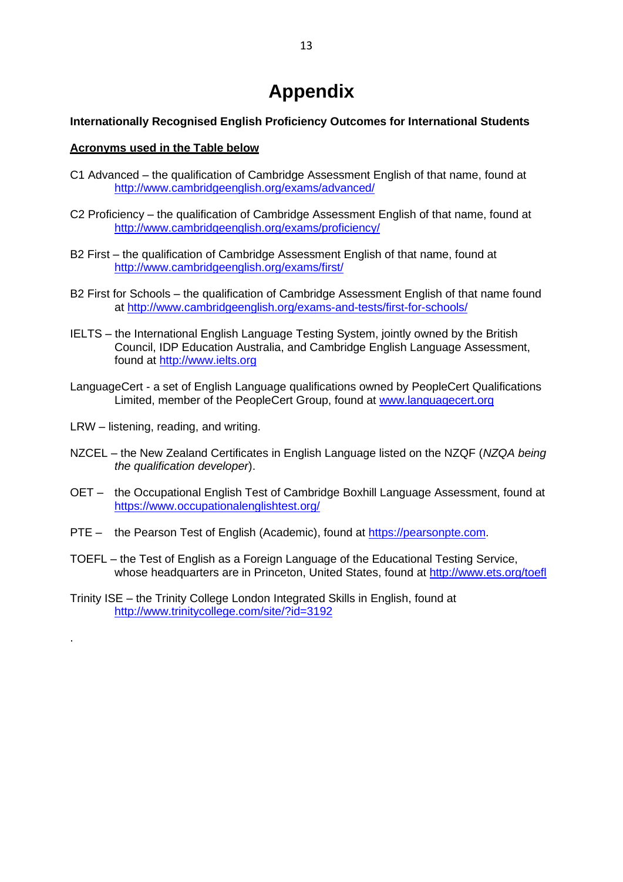# Appendix

**Internationally Recognised English Proficiency Outcomes for International Students**

**<u>Acronyms used in the Table below</u>**

C1 Advanced – the qualification of Cambridge Assessment English of that name, found at http://www.cambridgeenglish.org/exams/advanced/

C2 Proficiency – the qualification of Cambridge Assessment English of that name, found at http://www.cambridgeenglish.org/exams/proficiency/

B2 First – the qualification of Cambridge Assessment English of that name, found at http://www.cambridgeenglish.org/exams/first/

B2 First for Schools – the qualification of Cambridge Assessment English of that name found at http://www.cambridgeenglish.org/exams-and-tests/first-for-schools/

IELTS – the International English Language Testing System, jointly owned by the British Council, IDP Education Australia, and Cambridge English Language Assessment, found at http://www.ielts.org

LanguageCert - a set of English Language qualifications owned by PeopleCert Qualifications Limited, member of the PeopleCert Group, found at www.languagecert.org

LRW – listening, reading, and writing.

NZCEL – the New Zealand Certificates in English Language listed on the NZQF (*NZQA being the qualification developer*).

OET – the Occupational English Test of Cambridge Boxhill Language Assessment, found at https://www.occupationalenglishtest.org/

PTE – the Pearson Test of English (Academic), found at https://pearsonpte.com.

TOEFL – the Test of English as a Foreign Language of the Educational Testing Service, whose headquarters are in Princeton, United States, found at http://www.ets.org/toefl

Trinity ISE – the Trinity College London Integrated Skills in English, found at http://www.trinitycollege.com/site/?id=3192

.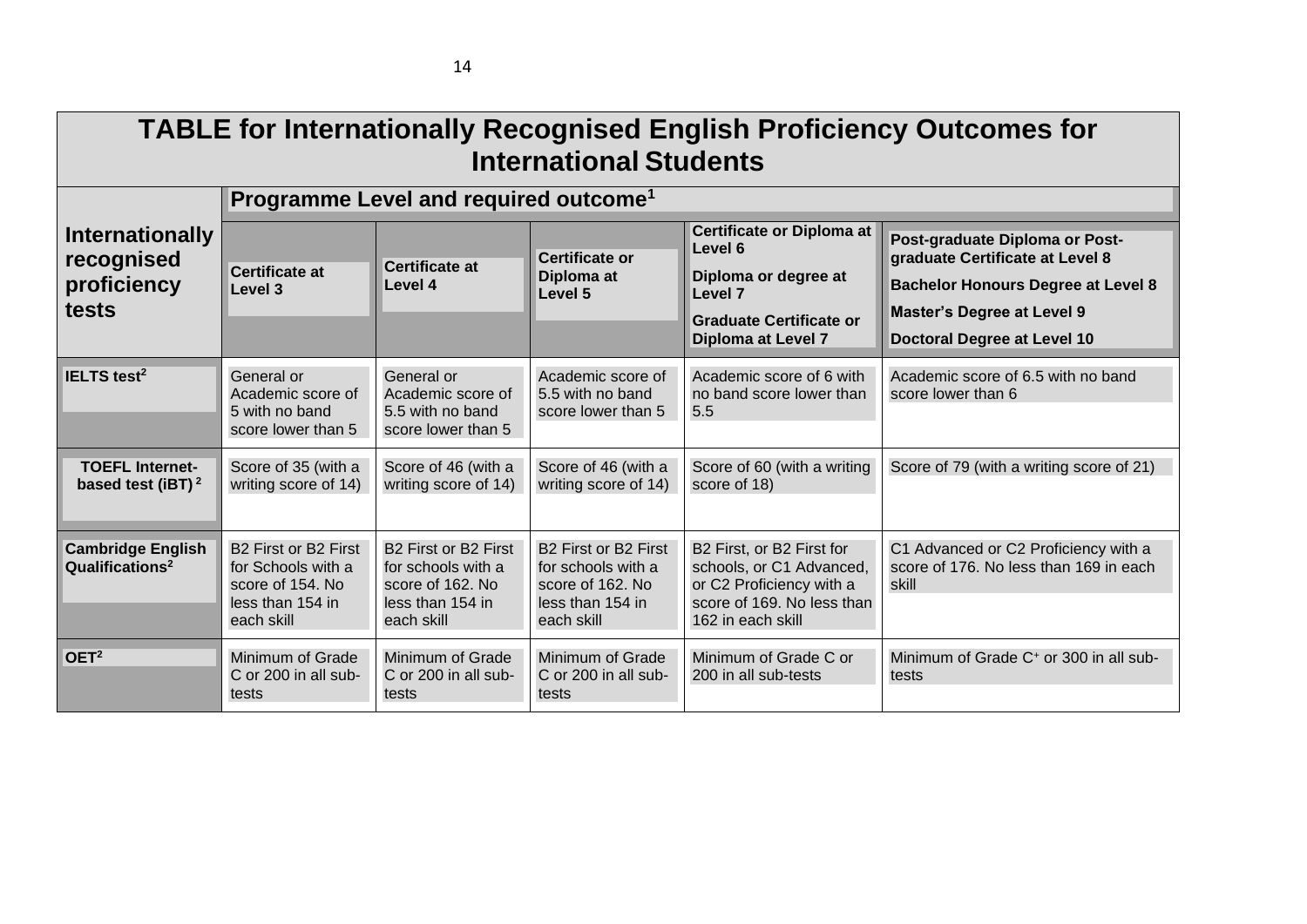# TABLE for Internationally Recognised English Proficiency Outcomes for International Students

| Internationally recognised proficiency tests | Programme Level and required outcome[1] | | | | |
|---|---|---|---|---|---|
| | **Certificate at Level 3** | **Certificate at Level 4** | **Certificate or Diploma at Level 5** | **Certificate or Diploma at Level 6**<br>**Diploma or degree at Level 7**<br>**Graduate Certificate or Diploma at Level 7** | **Post-graduate Diploma or Post-graduate Certificate at Level 8**<br>**Bachelor Honours Degree at Level 8**<br>**Master's Degree at Level 9**<br>**Doctoral Degree at Level 10** |
| **IELTS test[2]** | General or Academic score of 5 with no band score lower than 5 | General or Academic score of 5.5 with no band score lower than 5 | Academic score of 5.5 with no band score lower than 5 | Academic score of 6 with no band score lower than 5.5 | Academic score of 6.5 with no band score lower than 6 |
| **TOEFL Internet-based test (iBT) [2]** | Score of 35 (with a writing score of 14) | Score of 46 (with a writing score of 14) | Score of 46 (with a writing score of 14) | Score of 60 (with a writing score of 18) | Score of 79 (with a writing score of 21) |
| **Cambridge English Qualifications[2]** | B2 First or B2 First for Schools with a score of 154. No less than 154 in each skill | B2 First or B2 First for schools with a score of 162. No less than 154 in each skill | B2 First or B2 First for schools with a score of 162. No less than 154 in each skill | B2 First, or B2 First for schools, or C1 Advanced, or C2 Proficiency with a score of 169. No less than 162 in each skill | C1 Advanced or C2 Proficiency with a score of 176. No less than 169 in each skill |
| **OET[2]** | Minimum of Grade C or 200 in all sub-tests | Minimum of Grade C or 200 in all sub-tests | Minimum of Grade C or 200 in all sub-tests | Minimum of Grade C or 200 in all sub-tests | Minimum of Grade C+ or 300 in all sub-tests |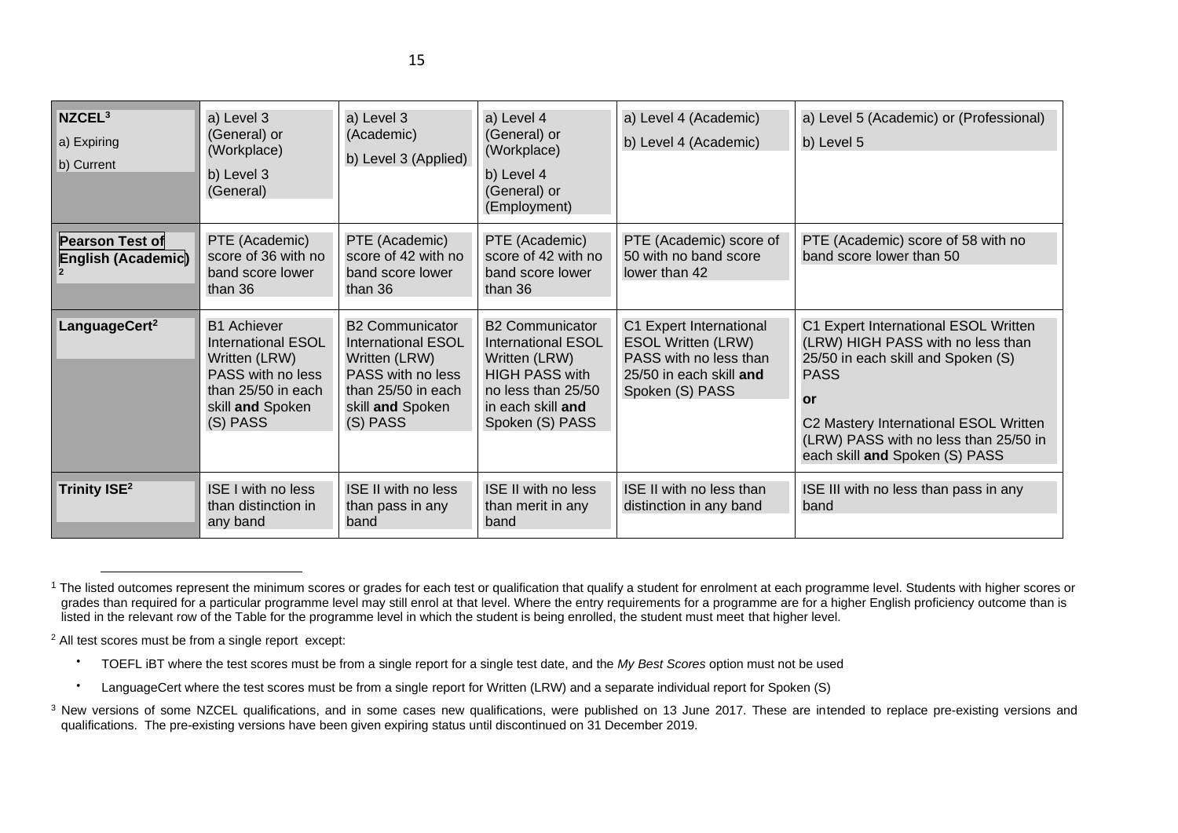| | | | | | |
|---|---|---|---|---|---|
| **NZCEL**[3]<br>a) Expiring<br>b) Current | a) Level 3 (General) or (Workplace)<br>b) Level 3 (General) | a) Level 3 (Academic)<br>b) Level 3 (Applied) | a) Level 4 (General) or (Workplace)<br>b) Level 4 (General) or (Employment) | a) Level 4 (Academic)<br>b) Level 4 (Academic) | a) Level 5 (Academic) or (Professional)<br>b) Level 5 |
| **Pearson Test of English (Academic)**[2] | PTE (Academic) score of 36 with no band score lower than 36 | PTE (Academic) score of 42 with no band score lower than 36 | PTE (Academic) score of 42 with no band score lower than 36 | PTE (Academic) score of 50 with no band score lower than 42 | PTE (Academic) score of 58 with no band score lower than 50 |
| **LanguageCert**[2] | B1 Achiever International ESOL Written (LRW) PASS with no less than 25/50 in each skill **and** Spoken (S) PASS | B2 Communicator International ESOL Written (LRW) PASS with no less than 25/50 in each skill **and** Spoken (S) PASS | B2 Communicator International ESOL Written (LRW) HIGH PASS with no less than 25/50 in each skill **and** Spoken (S) PASS | C1 Expert International ESOL Written (LRW) PASS with no less than 25/50 in each skill **and** Spoken (S) PASS | C1 Expert International ESOL Written (LRW) HIGH PASS with no less than 25/50 in each skill and Spoken (S) PASS<br>**or**<br>C2 Mastery International ESOL Written (LRW) PASS with no less than 25/50 in each skill **and** Spoken (S) PASS |
| **Trinity ISE**[2] | ISE I with no less than distinction in any band | ISE II with no less than pass in any band | ISE II with no less than merit in any band | ISE II with no less than distinction in any band | ISE III with no less than pass in any band |

[1] The listed outcomes represent the minimum scores or grades for each test or qualification that qualify a student for enrolment at each programme level. Students with higher scores or grades than required for a particular programme level may still enrol at that level. Where the entry requirements for a programme are for a higher English proficiency outcome than is listed in the relevant row of the Table for the programme level in which the student is being enrolled, the student must meet that higher level.

[2] All test scores must be from a single report except:

- TOEFL iBT where the test scores must be from a single report for a single test date, and the *My Best Scores* option must not be used
- LanguageCert where the test scores must be from a single report for Written (LRW) and a separate individual report for Spoken (S)

[3] New versions of some NZCEL qualifications, and in some cases new qualifications, were published on 13 June 2017. These are intended to replace pre-existing versions and qualifications. The pre-existing versions have been given expiring status until discontinued on 31 December 2019.